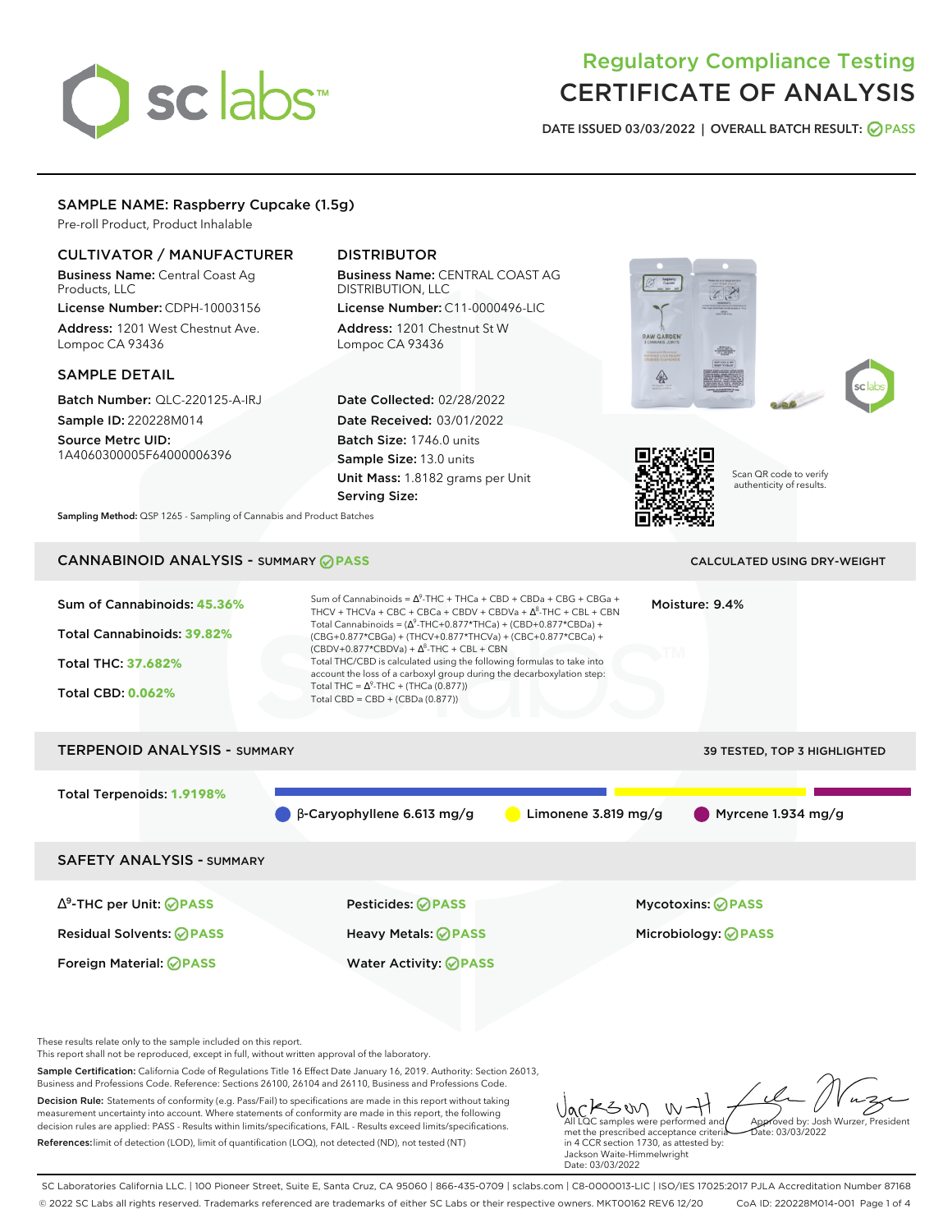# Regulatory Compliance Testing
# CERTIFICATE OF ANALYSIS

DATE ISSUED 03/03/2022 | OVERALL BATCH RESULT: PASS

## SAMPLE NAME: Raspberry Cupcake (1.5g)

Pre-roll Product, Product Inhalable

### CULTIVATOR / MANUFACTURER

**Business Name:** Central Coast Ag Products, LLC
**License Number:** CDPH-10003156
**Address:** 1201 West Chestnut Ave. Lompoc CA 93436

### DISTRIBUTOR

**Business Name:** CENTRAL COAST AG DISTRIBUTION, LLC
**License Number:** C11-0000496-LIC
**Address:** 1201 Chestnut St W Lompoc CA 93436

### SAMPLE DETAIL

**Batch Number:** QLC-220125-A-IRJ
**Sample ID:** 220228M014
**Source Metrc UID:** 1A4060300005F64000006396

**Date Collected:** 02/28/2022
**Date Received:** 03/01/2022
**Batch Size:** 1746.0 units
**Sample Size:** 13.0 units
**Unit Mass:** 1.8182 grams per Unit
**Serving Size:**

**Sampling Method:** QSP 1265 - Sampling of Cannabis and Product Batches

Scan QR code to verify authenticity of results.

## CANNABINOID ANALYSIS - SUMMARY PASS

CALCULATED USING DRY-WEIGHT

Sum of Cannabinoids: **45.36%**
Total Cannabinoids: **39.82%**
Total THC: **37.682%**
Total CBD: **0.062%**

Sum of Cannabinoids = Δ9-THC + THCa + CBD + CBDa + CBG + CBGa + THCV + THCVa + CBC + CBCa + CBDV + CBDVa + Δ8-THC + CBL + CBN
Total Cannabinoids = (Δ9-THC+0.877*THCa) + (CBD+0.877*CBDa) + (CBG+0.877*CBGa) + (THCV+0.877*THCVa) + (CBC+0.877*CBCa) + (CBDV+0.877*CBDVa) + Δ8-THC + CBL + CBN
Total THC/CBD is calculated using the following formulas to take into account the loss of a carboxyl group during the decarboxylation step:
Total THC = Δ9-THC + (THCa (0.877))
Total CBD = CBD + (CBDa (0.877))

Moisture: 9.4%

## TERPENOID ANALYSIS - SUMMARY

39 TESTED, TOP 3 HIGHLIGHTED

Total Terpenoids: **1.9198%**

β-Caryophyllene 6.613 mg/g | Limonene 3.819 mg/g | Myrcene 1.934 mg/g

## SAFETY ANALYSIS - SUMMARY

| | | |
|---|---|---|
| Δ9-THC per Unit: PASS | Pesticides: PASS | Mycotoxins: PASS |
| Residual Solvents: PASS | Heavy Metals: PASS | Microbiology: PASS |
| Foreign Material: PASS | Water Activity: PASS | |

These results relate only to the sample included on this report.
This report shall not be reproduced, except in full, without written approval of the laboratory.

**Sample Certification:** California Code of Regulations Title 16 Effect Date January 16, 2019. Authority: Section 26013, Business and Professions Code. Reference: Sections 26100, 26104 and 26110, Business and Professions Code.

**Decision Rule:** Statements of conformity (e.g. Pass/Fail) to specifications are made in this report without taking measurement uncertainty into account. Where statements of conformity are made in this report, the following decision rules are applied: PASS - Results within limits/specifications, FAIL - Results exceed limits/specifications.

**References:** limit of detection (LOD), limit of quantification (LOQ), not detected (ND), not tested (NT)

All LQC samples were performed and met the prescribed acceptance criteria in 4 CCR section 1730, as attested by: Jackson Waite-Himmelwright
Date: 03/03/2022

Approved by: Josh Wurzer, President
Date: 03/03/2022

SC Laboratories California LLC. | 100 Pioneer Street, Suite E, Santa Cruz, CA 95060 | 866-435-0709 | sclabs.com | C8-0000013-LIC | ISO/IES 17025:2017 PJLA Accreditation Number 87168
© 2022 SC Labs all rights reserved. Trademarks referenced are trademarks of either SC Labs or their respective owners. MKT00162 REV6 12/20 CoA ID: 220228M014-001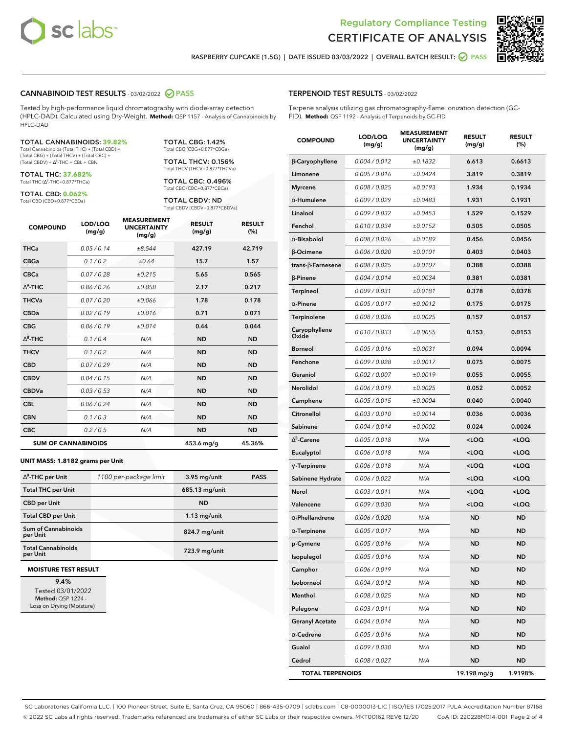Regulatory Compliance Testing
CERTIFICATE OF ANALYSIS

RASPBERRY CUPCAKE (1.5G) | DATE ISSUED 03/03/2022 | OVERALL BATCH RESULT: PASS

## CANNABINOID TEST RESULTS - 03/02/2022 PASS

Tested by high-performance liquid chromatography with diode-array detection (HPLC-DAD). Calculated using Dry-Weight. **Method:** QSP 1157 - Analysis of Cannabinoids by HPLC-DAD

**TOTAL CANNABINOIDS: 39.82%**
Total Cannabinoids (Total THC) + (Total CBD) + (Total CBG) + (Total THCV) + (Total CBC) + (Total CBDV) + Δ⁸-THC + CBL + CBN

**TOTAL THC: 37.682%**
Total THC (Δ⁹-THC+0.877*THCa)

**TOTAL CBD: 0.062%**
Total CBD (CBD+0.877*CBDa)

**TOTAL CBG: 1.42%**
Total CBG (CBG+0.877*CBGa)

**TOTAL THCV: 0.156%**
Total THCV (THCV+0.877*THCVa)

**TOTAL CBC: 0.496%**
Total CBC (CBC+0.877*CBCa)

**TOTAL CBDV: ND**
Total CBDV (CBDV+0.877*CBDVa)

| COMPOUND | LOD/LOQ (mg/g) | MEASUREMENT UNCERTAINTY (mg/g) | RESULT (mg/g) | RESULT (%) |
|---|---|---|---|---|
| THCa | 0.05 / 0.14 | ±8.544 | 427.19 | 42.719 |
| CBGa | 0.1 / 0.2 | ±0.64 | 15.7 | 1.57 |
| CBCa | 0.07 / 0.28 | ±0.215 | 5.65 | 0.565 |
| Δ⁹-THC | 0.06 / 0.26 | ±0.058 | 2.17 | 0.217 |
| THCVa | 0.07 / 0.20 | ±0.066 | 1.78 | 0.178 |
| CBDa | 0.02 / 0.19 | ±0.016 | 0.71 | 0.071 |
| CBG | 0.06 / 0.19 | ±0.014 | 0.44 | 0.044 |
| Δ⁸-THC | 0.1 / 0.4 | N/A | ND | ND |
| THCV | 0.1 / 0.2 | N/A | ND | ND |
| CBD | 0.07 / 0.29 | N/A | ND | ND |
| CBDV | 0.04 / 0.15 | N/A | ND | ND |
| CBDVa | 0.03 / 0.53 | N/A | ND | ND |
| CBL | 0.06 / 0.24 | N/A | ND | ND |
| CBN | 0.1 / 0.3 | N/A | ND | ND |
| CBC | 0.2 / 0.5 | N/A | ND | ND |
| **SUM OF CANNABINOIDS** | | | **453.6 mg/g** | **45.36%** |

**UNIT MASS: 1.8182 grams per Unit**

| | | | |
|---|---|---|---|
| Δ⁹-THC per Unit | 1100 per-package limit | 3.95 mg/unit | PASS |
| Total THC per Unit | | 685.13 mg/unit | |
| CBD per Unit | | ND | |
| Total CBD per Unit | | 1.13 mg/unit | |
| Sum of Cannabinoids per Unit | | 824.7 mg/unit | |
| Total Cannabinoids per Unit | | 723.9 mg/unit | |

**MOISTURE TEST RESULT**

9.4%
Tested 03/01/2022
**Method:** QSP 1224 - Loss on Drying (Moisture)

## TERPENOID TEST RESULTS - 03/02/2022

Terpene analysis utilizing gas chromatography-flame ionization detection (GC-FID). **Method:** QSP 1192 - Analysis of Terpenoids by GC-FID

| COMPOUND | LOD/LOQ (mg/g) | MEASUREMENT UNCERTAINTY (mg/g) | RESULT (mg/g) | RESULT (%) |
|---|---|---|---|---|
| β-Caryophyllene | 0.004 / 0.012 | ±0.1832 | 6.613 | 0.6613 |
| Limonene | 0.005 / 0.016 | ±0.0424 | 3.819 | 0.3819 |
| Myrcene | 0.008 / 0.025 | ±0.0193 | 1.934 | 0.1934 |
| α-Humulene | 0.009 / 0.029 | ±0.0483 | 1.931 | 0.1931 |
| Linalool | 0.009 / 0.032 | ±0.0453 | 1.529 | 0.1529 |
| Fenchol | 0.010 / 0.034 | ±0.0152 | 0.505 | 0.0505 |
| α-Bisabolol | 0.008 / 0.026 | ±0.0189 | 0.456 | 0.0456 |
| β-Ocimene | 0.006 / 0.020 | ±0.0101 | 0.403 | 0.0403 |
| trans-β-Farnesene | 0.008 / 0.025 | ±0.0107 | 0.388 | 0.0388 |
| β-Pinene | 0.004 / 0.014 | ±0.0034 | 0.381 | 0.0381 |
| Terpineol | 0.009 / 0.031 | ±0.0181 | 0.378 | 0.0378 |
| α-Pinene | 0.005 / 0.017 | ±0.0012 | 0.175 | 0.0175 |
| Terpinolene | 0.008 / 0.026 | ±0.0025 | 0.157 | 0.0157 |
| Caryophyllene Oxide | 0.010 / 0.033 | ±0.0055 | 0.153 | 0.0153 |
| Borneol | 0.005 / 0.016 | ±0.0031 | 0.094 | 0.0094 |
| Fenchone | 0.009 / 0.028 | ±0.0017 | 0.075 | 0.0075 |
| Geraniol | 0.002 / 0.007 | ±0.0019 | 0.055 | 0.0055 |
| Nerolidol | 0.006 / 0.019 | ±0.0025 | 0.052 | 0.0052 |
| Camphene | 0.005 / 0.015 | ±0.0004 | 0.040 | 0.0040 |
| Citronellol | 0.003 / 0.010 | ±0.0014 | 0.036 | 0.0036 |
| Sabinene | 0.004 / 0.014 | ±0.0002 | 0.024 | 0.0024 |
| Δ³-Carene | 0.005 / 0.018 | N/A | <LOQ | <LOQ |
| Eucalyptol | 0.006 / 0.018 | N/A | <LOQ | <LOQ |
| γ-Terpinene | 0.006 / 0.018 | N/A | <LOQ | <LOQ |
| Sabinene Hydrate | 0.006 / 0.022 | N/A | <LOQ | <LOQ |
| Nerol | 0.003 / 0.011 | N/A | <LOQ | <LOQ |
| Valencene | 0.009 / 0.030 | N/A | <LOQ | <LOQ |
| α-Phellandrene | 0.006 / 0.020 | N/A | ND | ND |
| α-Terpinene | 0.005 / 0.017 | N/A | ND | ND |
| p-Cymene | 0.005 / 0.016 | N/A | ND | ND |
| Isopulegol | 0.005 / 0.016 | N/A | ND | ND |
| Camphor | 0.006 / 0.019 | N/A | ND | ND |
| Isoborneol | 0.004 / 0.012 | N/A | ND | ND |
| Menthol | 0.008 / 0.025 | N/A | ND | ND |
| Pulegone | 0.003 / 0.011 | N/A | ND | ND |
| Geranyl Acetate | 0.004 / 0.014 | N/A | ND | ND |
| α-Cedrene | 0.005 / 0.016 | N/A | ND | ND |
| Guaiol | 0.009 / 0.030 | N/A | ND | ND |
| Cedrol | 0.008 / 0.027 | N/A | ND | ND |
| **TOTAL TERPENOIDS** | | | **19.198 mg/g** | **1.9198%** |

SC Laboratories California LLC. | 100 Pioneer Street, Suite E, Santa Cruz, CA 95060 | 866-435-0709 | sclabs.com | C8-0000013-LIC | ISO/IES 17025:2017 PJLA Accreditation Number 87168
© 2022 SC Labs all rights reserved. Trademarks referenced are trademarks of either SC Labs or their respective owners. MKT00162 REV6 12/20 CoA ID: 220228M014-001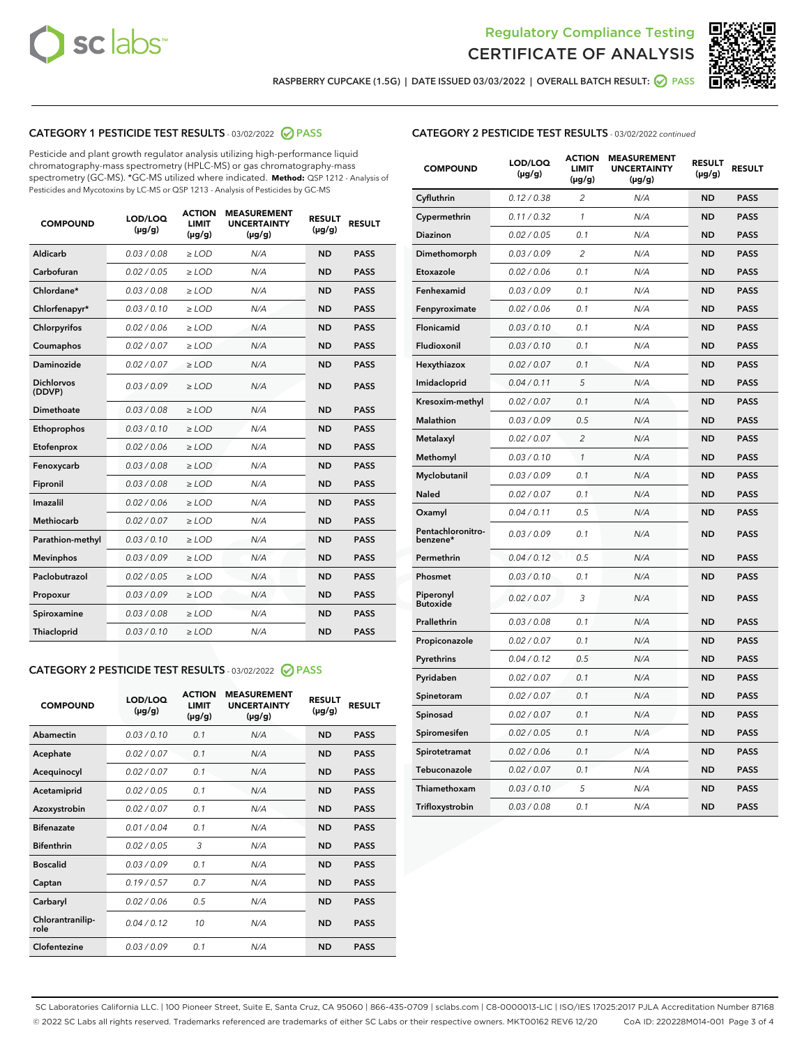Regulatory Compliance Testing

# CERTIFICATE OF ANALYSIS

RASPBERRY CUPCAKE (1.5G) | DATE ISSUED 03/03/2022 | OVERALL BATCH RESULT: PASS

## CATEGORY 1 PESTICIDE TEST RESULTS - 03/02/2022 PASS

Pesticide and plant growth regulator analysis utilizing high-performance liquid chromatography-mass spectrometry (HPLC-MS) or gas chromatography-mass spectrometry (GC-MS). *GC-MS utilized where indicated. **Method:** QSP 1212 - Analysis of Pesticides and Mycotoxins by LC-MS or QSP 1213 - Analysis of Pesticides by GC-MS

| COMPOUND | LOD/LOQ (µg/g) | ACTION LIMIT (µg/g) | MEASUREMENT UNCERTAINTY (µg/g) | RESULT (µg/g) | RESULT |
|---|---|---|---|---|---|
| Aldicarb | 0.03 / 0.08 | ≥ LOD | N/A | ND | PASS |
| Carbofuran | 0.02 / 0.05 | ≥ LOD | N/A | ND | PASS |
| Chlordane* | 0.03 / 0.08 | ≥ LOD | N/A | ND | PASS |
| Chlorfenapyr* | 0.03 / 0.10 | ≥ LOD | N/A | ND | PASS |
| Chlorpyrifos | 0.02 / 0.06 | ≥ LOD | N/A | ND | PASS |
| Coumaphos | 0.02 / 0.07 | ≥ LOD | N/A | ND | PASS |
| Daminozide | 0.02 / 0.07 | ≥ LOD | N/A | ND | PASS |
| Dichlorvos (DDVP) | 0.03 / 0.09 | ≥ LOD | N/A | ND | PASS |
| Dimethoate | 0.03 / 0.08 | ≥ LOD | N/A | ND | PASS |
| Ethoprophos | 0.03 / 0.10 | ≥ LOD | N/A | ND | PASS |
| Etofenprox | 0.02 / 0.06 | ≥ LOD | N/A | ND | PASS |
| Fenoxycarb | 0.03 / 0.08 | ≥ LOD | N/A | ND | PASS |
| Fipronil | 0.03 / 0.08 | ≥ LOD | N/A | ND | PASS |
| Imazalil | 0.02 / 0.06 | ≥ LOD | N/A | ND | PASS |
| Methiocarb | 0.02 / 0.07 | ≥ LOD | N/A | ND | PASS |
| Parathion-methyl | 0.03 / 0.10 | ≥ LOD | N/A | ND | PASS |
| Mevinphos | 0.03 / 0.09 | ≥ LOD | N/A | ND | PASS |
| Paclobutrazol | 0.02 / 0.05 | ≥ LOD | N/A | ND | PASS |
| Propoxur | 0.03 / 0.09 | ≥ LOD | N/A | ND | PASS |
| Spiroxamine | 0.03 / 0.08 | ≥ LOD | N/A | ND | PASS |
| Thiacloprid | 0.03 / 0.10 | ≥ LOD | N/A | ND | PASS |

## CATEGORY 2 PESTICIDE TEST RESULTS - 03/02/2022 PASS

| COMPOUND | LOD/LOQ (µg/g) | ACTION LIMIT (µg/g) | MEASUREMENT UNCERTAINTY (µg/g) | RESULT (µg/g) | RESULT |
|---|---|---|---|---|---|
| Abamectin | 0.03 / 0.10 | 0.1 | N/A | ND | PASS |
| Acephate | 0.02 / 0.07 | 0.1 | N/A | ND | PASS |
| Acequinocyl | 0.02 / 0.07 | 0.1 | N/A | ND | PASS |
| Acetamiprid | 0.02 / 0.05 | 0.1 | N/A | ND | PASS |
| Azoxystrobin | 0.02 / 0.07 | 0.1 | N/A | ND | PASS |
| Bifenazate | 0.01 / 0.04 | 0.1 | N/A | ND | PASS |
| Bifenthrin | 0.02 / 0.05 | 3 | N/A | ND | PASS |
| Boscalid | 0.03 / 0.09 | 0.1 | N/A | ND | PASS |
| Captan | 0.19 / 0.57 | 0.7 | N/A | ND | PASS |
| Carbaryl | 0.02 / 0.06 | 0.5 | N/A | ND | PASS |
| Chlorantraniliprole | 0.04 / 0.12 | 10 | N/A | ND | PASS |
| Clofentezine | 0.03 / 0.09 | 0.1 | N/A | ND | PASS |
| Cyfluthrin | 0.12 / 0.38 | 2 | N/A | ND | PASS |
| Cypermethrin | 0.11 / 0.32 | 1 | N/A | ND | PASS |
| Diazinon | 0.02 / 0.05 | 0.1 | N/A | ND | PASS |
| Dimethomorph | 0.03 / 0.09 | 2 | N/A | ND | PASS |
| Etoxazole | 0.02 / 0.06 | 0.1 | N/A | ND | PASS |
| Fenhexamid | 0.03 / 0.09 | 0.1 | N/A | ND | PASS |
| Fenpyroximate | 0.02 / 0.06 | 0.1 | N/A | ND | PASS |
| Flonicamid | 0.03 / 0.10 | 0.1 | N/A | ND | PASS |
| Fludioxonil | 0.03 / 0.10 | 0.1 | N/A | ND | PASS |
| Hexythiazox | 0.02 / 0.07 | 0.1 | N/A | ND | PASS |
| Imidacloprid | 0.04 / 0.11 | 5 | N/A | ND | PASS |
| Kresoxim-methyl | 0.02 / 0.07 | 0.1 | N/A | ND | PASS |
| Malathion | 0.03 / 0.09 | 0.5 | N/A | ND | PASS |
| Metalaxyl | 0.02 / 0.07 | 2 | N/A | ND | PASS |
| Methomyl | 0.03 / 0.10 | 1 | N/A | ND | PASS |
| Myclobutanil | 0.03 / 0.09 | 0.1 | N/A | ND | PASS |
| Naled | 0.02 / 0.07 | 0.1 | N/A | ND | PASS |
| Oxamyl | 0.04 / 0.11 | 0.5 | N/A | ND | PASS |
| Pentachloronitrobenzene* | 0.03 / 0.09 | 0.1 | N/A | ND | PASS |
| Permethrin | 0.04 / 0.12 | 0.5 | N/A | ND | PASS |
| Phosmet | 0.03 / 0.10 | 0.1 | N/A | ND | PASS |
| Piperonyl Butoxide | 0.02 / 0.07 | 3 | N/A | ND | PASS |
| Prallethrin | 0.03 / 0.08 | 0.1 | N/A | ND | PASS |
| Propiconazole | 0.02 / 0.07 | 0.1 | N/A | ND | PASS |
| Pyrethrins | 0.04 / 0.12 | 0.5 | N/A | ND | PASS |
| Pyridaben | 0.02 / 0.07 | 0.1 | N/A | ND | PASS |
| Spinetoram | 0.02 / 0.07 | 0.1 | N/A | ND | PASS |
| Spinosad | 0.02 / 0.07 | 0.1 | N/A | ND | PASS |
| Spiromesifen | 0.02 / 0.05 | 0.1 | N/A | ND | PASS |
| Spirotetramat | 0.02 / 0.06 | 0.1 | N/A | ND | PASS |
| Tebuconazole | 0.02 / 0.07 | 0.1 | N/A | ND | PASS |
| Thiamethoxam | 0.03 / 0.10 | 5 | N/A | ND | PASS |
| Trifloxystrobin | 0.03 / 0.08 | 0.1 | N/A | ND | PASS |

SC Laboratories California LLC. | 100 Pioneer Street, Suite E, Santa Cruz, CA 95060 | 866-435-0709 | sclabs.com | C8-0000013-LIC | ISO/IES 17025:2017 PJLA Accreditation Number 87168
© 2022 SC Labs all rights reserved. Trademarks referenced are trademarks of either SC Labs or their respective owners. MKT00162 REV6 12/20 CoA ID: 220228M014-001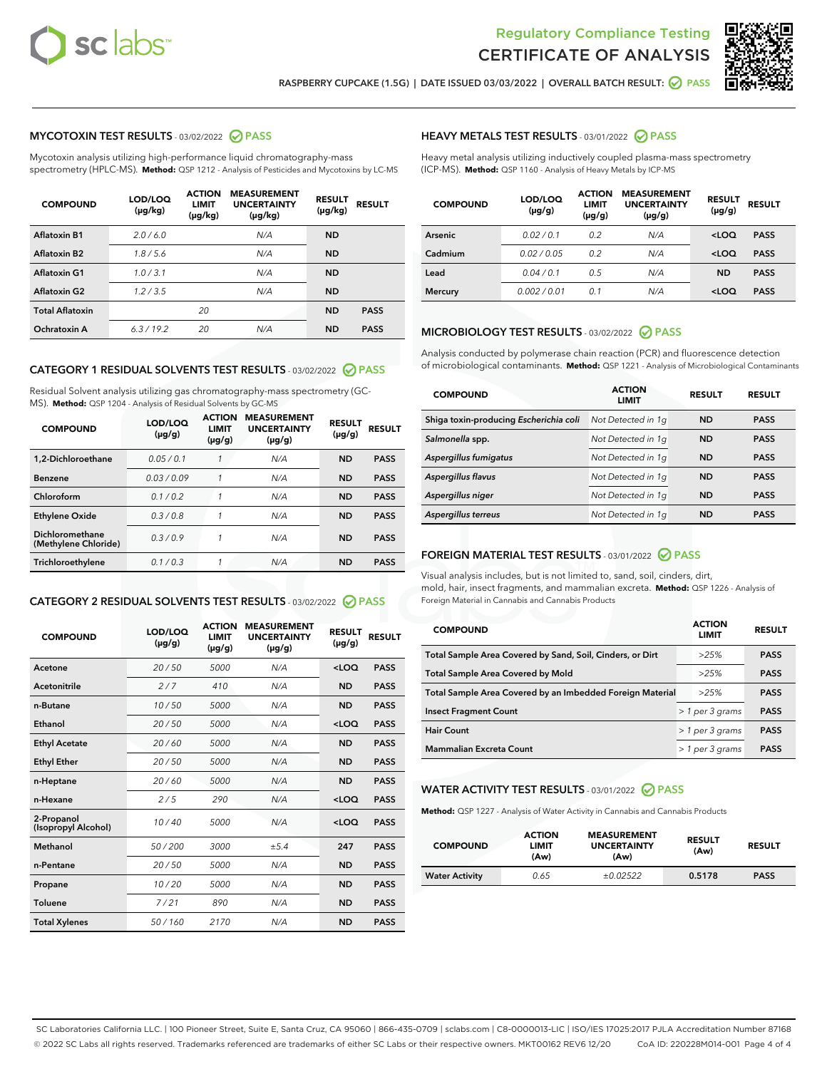Regulatory Compliance Testing
# CERTIFICATE OF ANALYSIS

RASPBERRY CUPCAKE (1.5G) | DATE ISSUED 03/03/2022 | OVERALL BATCH RESULT: PASS

## MYCOTOXIN TEST RESULTS - 03/02/2022 PASS

Mycotoxin analysis utilizing high-performance liquid chromatography-mass spectrometry (HPLC-MS). **Method:** QSP 1212 - Analysis of Pesticides and Mycotoxins by LC-MS

| COMPOUND | LOD/LOQ (μg/kg) | ACTION LIMIT (μg/kg) | MEASUREMENT UNCERTAINTY (μg/kg) | RESULT (μg/kg) | RESULT |
|---|---|---|---|---|---|
| Aflatoxin B1 | 2.0 / 6.0 | | N/A | ND | |
| Aflatoxin B2 | 1.8 / 5.6 | | N/A | ND | |
| Aflatoxin G1 | 1.0 / 3.1 | | N/A | ND | |
| Aflatoxin G2 | 1.2 / 3.5 | | N/A | ND | |
| Total Aflatoxin | | 20 | | ND | PASS |
| Ochratoxin A | 6.3 / 19.2 | 20 | N/A | ND | PASS |

## CATEGORY 1 RESIDUAL SOLVENTS TEST RESULTS - 03/02/2022 PASS

Residual Solvent analysis utilizing gas chromatography-mass spectrometry (GC-MS). **Method:** QSP 1204 - Analysis of Residual Solvents by GC-MS

| COMPOUND | LOD/LOQ (μg/g) | ACTION LIMIT (μg/g) | MEASUREMENT UNCERTAINTY (μg/g) | RESULT (μg/g) | RESULT |
|---|---|---|---|---|---|
| 1,2-Dichloroethane | 0.05 / 0.1 | 1 | N/A | ND | PASS |
| Benzene | 0.03 / 0.09 | 1 | N/A | ND | PASS |
| Chloroform | 0.1 / 0.2 | 1 | N/A | ND | PASS |
| Ethylene Oxide | 0.3 / 0.8 | 1 | N/A | ND | PASS |
| Dichloromethane (Methylene Chloride) | 0.3 / 0.9 | 1 | N/A | ND | PASS |
| Trichloroethylene | 0.1 / 0.3 | 1 | N/A | ND | PASS |

## CATEGORY 2 RESIDUAL SOLVENTS TEST RESULTS - 03/02/2022 PASS

| COMPOUND | LOD/LOQ (μg/g) | ACTION LIMIT (μg/g) | MEASUREMENT UNCERTAINTY (μg/g) | RESULT (μg/g) | RESULT |
|---|---|---|---|---|---|
| Acetone | 20 / 50 | 5000 | N/A | <LOQ | PASS |
| Acetonitrile | 2 / 7 | 410 | N/A | ND | PASS |
| n-Butane | 10 / 50 | 5000 | N/A | ND | PASS |
| Ethanol | 20 / 50 | 5000 | N/A | <LOQ | PASS |
| Ethyl Acetate | 20 / 60 | 5000 | N/A | ND | PASS |
| Ethyl Ether | 20 / 50 | 5000 | N/A | ND | PASS |
| n-Heptane | 20 / 60 | 5000 | N/A | ND | PASS |
| n-Hexane | 2 / 5 | 290 | N/A | <LOQ | PASS |
| 2-Propanol (Isopropyl Alcohol) | 10 / 40 | 5000 | N/A | <LOQ | PASS |
| Methanol | 50 / 200 | 3000 | ±5.4 | 247 | PASS |
| n-Pentane | 20 / 50 | 5000 | N/A | ND | PASS |
| Propane | 10 / 20 | 5000 | N/A | ND | PASS |
| Toluene | 7 / 21 | 890 | N/A | ND | PASS |
| Total Xylenes | 50 / 160 | 2170 | N/A | ND | PASS |

## HEAVY METALS TEST RESULTS - 03/01/2022 PASS

Heavy metal analysis utilizing inductively coupled plasma-mass spectrometry (ICP-MS). **Method:** QSP 1160 - Analysis of Heavy Metals by ICP-MS

| COMPOUND | LOD/LOQ (μg/g) | ACTION LIMIT (μg/g) | MEASUREMENT UNCERTAINTY (μg/g) | RESULT (μg/g) | RESULT |
|---|---|---|---|---|---|
| Arsenic | 0.02 / 0.1 | 0.2 | N/A | <LOQ | PASS |
| Cadmium | 0.02 / 0.05 | 0.2 | N/A | <LOQ | PASS |
| Lead | 0.04 / 0.1 | 0.5 | N/A | ND | PASS |
| Mercury | 0.002 / 0.01 | 0.1 | N/A | <LOQ | PASS |

## MICROBIOLOGY TEST RESULTS - 03/02/2022 PASS

Analysis conducted by polymerase chain reaction (PCR) and fluorescence detection of microbiological contaminants. **Method:** QSP 1221 - Analysis of Microbiological Contaminants

| COMPOUND | ACTION LIMIT | RESULT | RESULT |
|---|---|---|---|
| Shiga toxin-producing *Escherichia coli* | Not Detected in 1g | ND | PASS |
| *Salmonella* spp. | Not Detected in 1g | ND | PASS |
| *Aspergillus fumigatus* | Not Detected in 1g | ND | PASS |
| *Aspergillus flavus* | Not Detected in 1g | ND | PASS |
| *Aspergillus niger* | Not Detected in 1g | ND | PASS |
| *Aspergillus terreus* | Not Detected in 1g | ND | PASS |

## FOREIGN MATERIAL TEST RESULTS - 03/01/2022 PASS

Visual analysis includes, but is not limited to, sand, soil, cinders, dirt, mold, hair, insect fragments, and mammalian excreta. **Method:** QSP 1226 - Analysis of Foreign Material in Cannabis and Cannabis Products

| COMPOUND | ACTION LIMIT | RESULT |
|---|---|---|
| Total Sample Area Covered by Sand, Soil, Cinders, or Dirt | >25% | PASS |
| Total Sample Area Covered by Mold | >25% | PASS |
| Total Sample Area Covered by an Imbedded Foreign Material | >25% | PASS |
| Insect Fragment Count | > 1 per 3 grams | PASS |
| Hair Count | > 1 per 3 grams | PASS |
| Mammalian Excreta Count | > 1 per 3 grams | PASS |

## WATER ACTIVITY TEST RESULTS - 03/01/2022 PASS

**Method:** QSP 1227 - Analysis of Water Activity in Cannabis and Cannabis Products

| COMPOUND | ACTION LIMIT (Aw) | MEASUREMENT UNCERTAINTY (Aw) | RESULT (Aw) | RESULT |
|---|---|---|---|---|
| Water Activity | 0.65 | ±0.02522 | 0.5178 | PASS |

SC Laboratories California LLC. | 100 Pioneer Street, Suite E, Santa Cruz, CA 95060 | 866-435-0709 | sclabs.com | C8-0000013-LIC | ISO/IES 17025:2017 PJLA Accreditation Number 87168
© 2022 SC Labs all rights reserved. Trademarks referenced are trademarks of either SC Labs or their respective owners. MKT00162 REV6 12/20 CoA ID: 220228M014-001